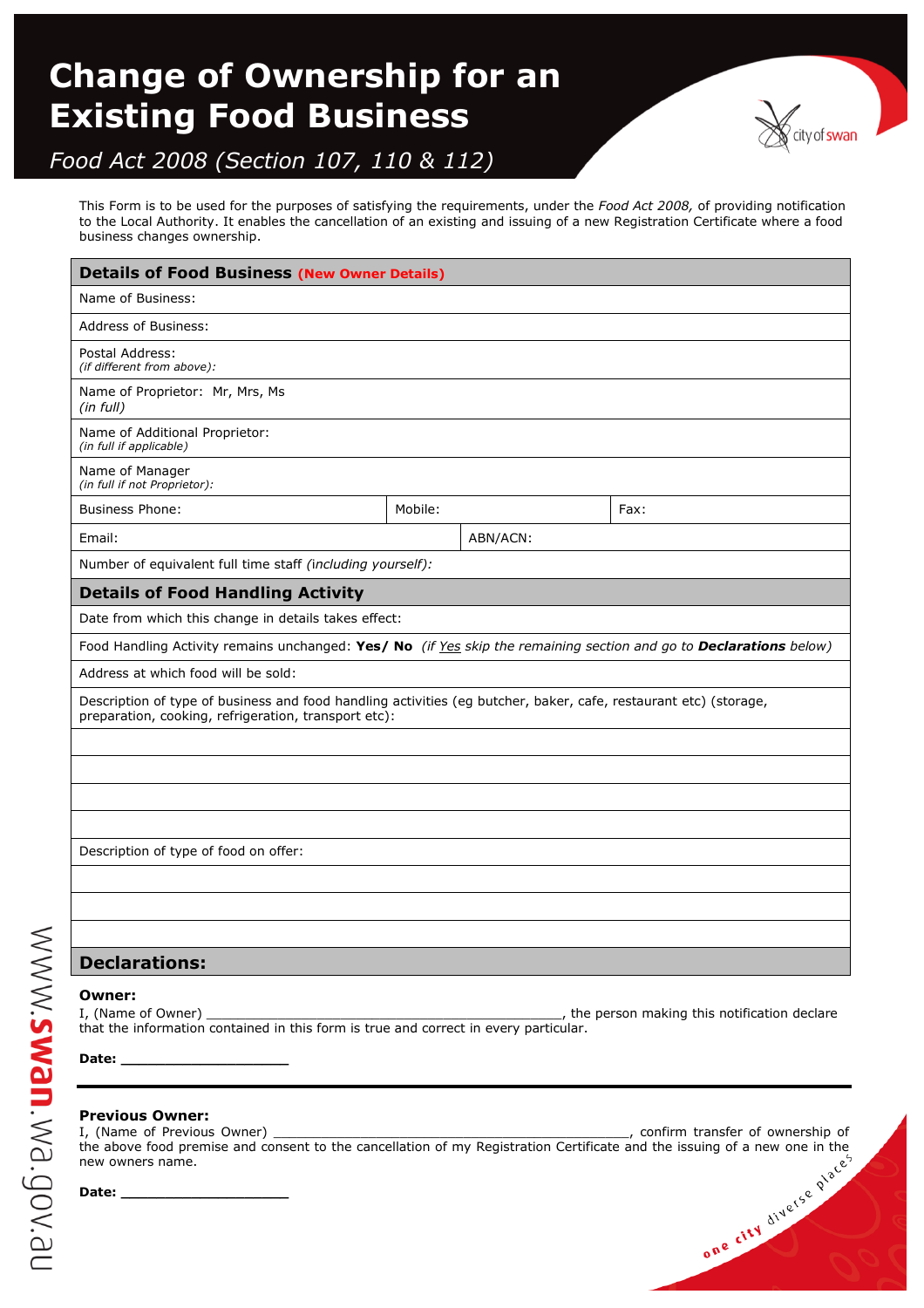# Change of Ownership for an Existing Food Business

*Food Act 2008 (Section 107, 110 & 112)*

This Form is to be used for the purposes of satisfying the requirements, under the *Food Act 2008,* of providing notification to the Local Authority. It enables the cancellation of an existing and issuing of a new Registration Certificate where a food business changes ownership.

| **Details of Food Business (New Owner Details)** | | |
|---|---|---|
| Name of Business: | | |
| Address of Business: | | |
| Postal Address: *(if different from above):* | | |
| Name of Proprietor: Mr, Mrs, Ms *(in full)* | | |
| Name of Additional Proprietor: *(in full if applicable)* | | |
| Name of Manager *(in full if not Proprietor):* | | |
| Business Phone: | Mobile: | Fax: |
| Email: | ABN/ACN: | |
| Number of equivalent full time staff *(including yourself):* | | |

| **Details of Food Handling Activity** |
|---|
| Date from which this change in details takes effect: |
| Food Handling Activity remains unchanged: **Yes/ No** *(if Yes skip the remaining section and go to **Declarations** below)* |
| Address at which food will be sold: |
| Description of type of business and food handling activities (eg butcher, baker, cafe, restaurant etc) (storage, preparation, cooking, refrigeration, transport etc): |
| |
| |
| |
| |
| Description of type of food on offer: |
| |
| |
| |

## Declarations:

**Owner:**

I, (Name of Owner) ______________________________________________, the person making this notification declare that the information contained in this form is true and correct in every particular.

**Date:** ____________________

**Previous Owner:**

I, (Name of Previous Owner) ______________________________________________, confirm transfer of ownership of the above food premise and consent to the cancellation of my Registration Certificate and the issuing of a new one in the new owners name.

**Date:** ____________________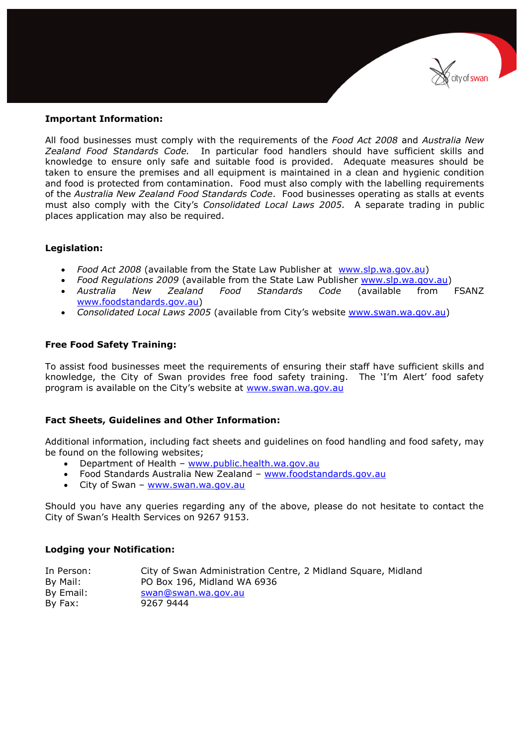**Important Information:**

All food businesses must comply with the requirements of the *Food Act 2008* and *Australia New Zealand Food Standards Code.* In particular food handlers should have sufficient skills and knowledge to ensure only safe and suitable food is provided. Adequate measures should be taken to ensure the premises and all equipment is maintained in a clean and hygienic condition and food is protected from contamination. Food must also comply with the labelling requirements of the *Australia New Zealand Food Standards Code*. Food businesses operating as stalls at events must also comply with the City's *Consolidated Local Laws 2005.* A separate trading in public places application may also be required.

**Legislation:**

- *Food Act 2008* (available from the State Law Publisher at www.slp.wa.gov.au)
- *Food Regulations 2009* (available from the State Law Publisher www.slp.wa.gov.au)
- *Australia New Zealand Food Standards Code* (available from FSANZ www.foodstandards.gov.au)
- *Consolidated Local Laws 2005* (available from City's website www.swan.wa.gov.au)

**Free Food Safety Training:**

To assist food businesses meet the requirements of ensuring their staff have sufficient skills and knowledge, the City of Swan provides free food safety training. The 'I'm Alert' food safety program is available on the City's website at www.swan.wa.gov.au

**Fact Sheets, Guidelines and Other Information:**

Additional information, including fact sheets and guidelines on food handling and food safety, may be found on the following websites;

- Department of Health – www.public.health.wa.gov.au
- Food Standards Australia New Zealand – www.foodstandards.gov.au
- City of Swan – www.swan.wa.gov.au

Should you have any queries regarding any of the above, please do not hesitate to contact the City of Swan's Health Services on 9267 9153.

**Lodging your Notification:**

| | |
|---|---|
| In Person: | City of Swan Administration Centre, 2 Midland Square, Midland |
| By Mail: | PO Box 196, Midland WA 6936 |
| By Email: | swan@swan.wa.gov.au |
| By Fax: | 9267 9444 |